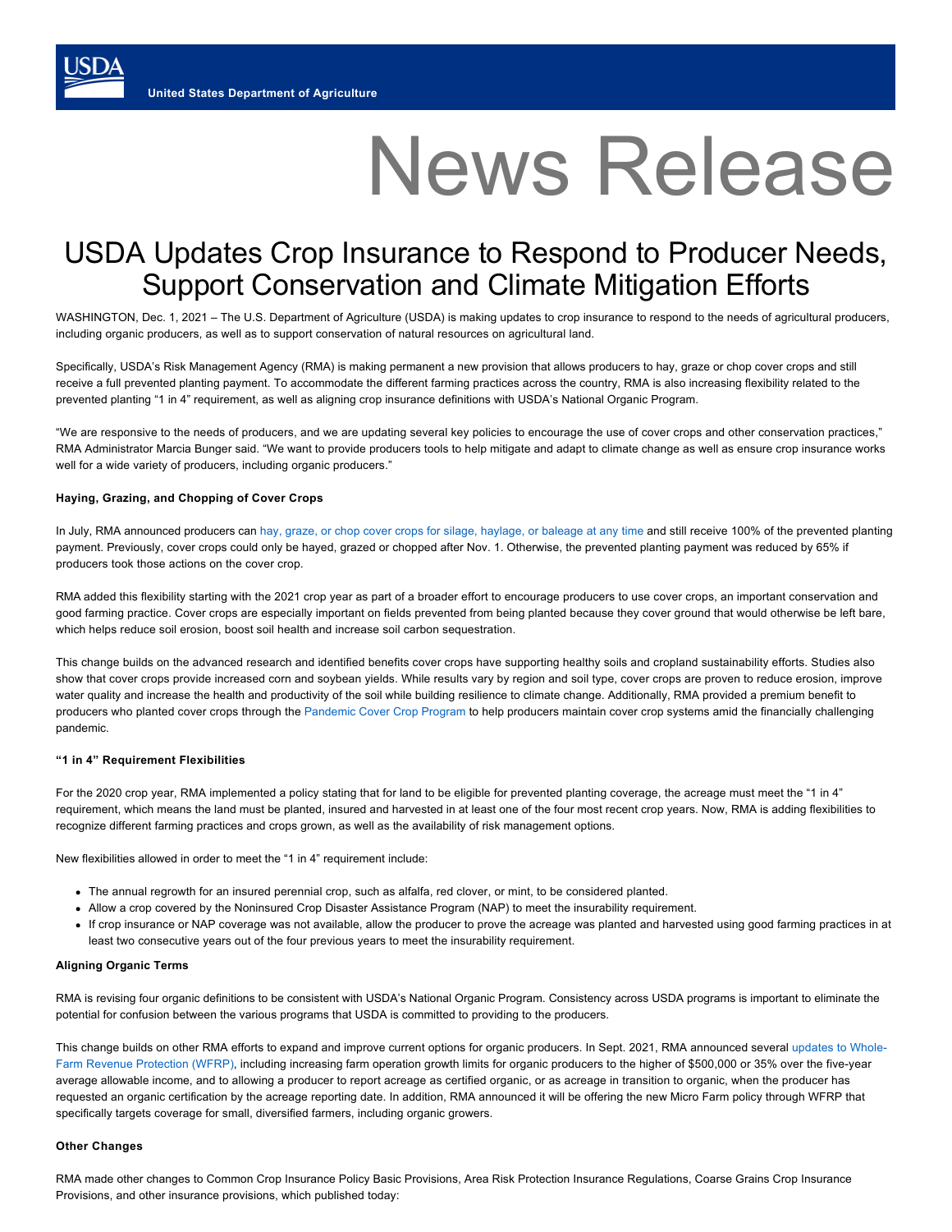USDA

United States Department of Agriculture

# News Release

## USDA Updates Crop Insurance to Respond to Producer Needs, Support Conservation and Climate Mitigation Efforts

WASHINGTON, Dec. 1, 2021 – The U.S. Department of Agriculture (USDA) is making updates to crop insurance to respond to the needs of agricultural producers, including organic producers, as well as to support conservation of natural resources on agricultural land.

Specifically, USDA's Risk Management Agency (RMA) is making permanent a new provision that allows producers to hay, graze or chop cover crops and still receive a full prevented planting payment. To accommodate the different farming practices across the country, RMA is also increasing flexibility related to the prevented planting "1 in 4" requirement, as well as aligning crop insurance definitions with USDA's National Organic Program.

"We are responsive to the needs of producers, and we are updating several key policies to encourage the use of cover crops and other conservation practices," RMA Administrator Marcia Bunger said. "We want to provide producers tools to help mitigate and adapt to climate change as well as ensure crop insurance works well for a wide variety of producers, including organic producers."

#### Haying, Grazing, and Chopping of Cover Crops

In July, RMA announced producers can hay, graze, or chop cover crops for silage, haylage, or baleage at any time and still receive 100% of the prevented planting payment. Previously, cover crops could only be hayed, grazed or chopped after Nov. 1. Otherwise, the prevented planting payment was reduced by 65% if producers took those actions on the cover crop.

RMA added this flexibility starting with the 2021 crop year as part of a broader effort to encourage producers to use cover crops, an important conservation and good farming practice. Cover crops are especially important on fields prevented from being planted because they cover ground that would otherwise be left bare, which helps reduce soil erosion, boost soil health and increase soil carbon sequestration.

This change builds on the advanced research and identified benefits cover crops have supporting healthy soils and cropland sustainability efforts. Studies also show that cover crops provide increased corn and soybean yields. While results vary by region and soil type, cover crops are proven to reduce erosion, improve water quality and increase the health and productivity of the soil while building resilience to climate change. Additionally, RMA provided a premium benefit to producers who planted cover crops through the Pandemic Cover Crop Program to help producers maintain cover crop systems amid the financially challenging pandemic.

#### "1 in 4" Requirement Flexibilities

For the 2020 crop year, RMA implemented a policy stating that for land to be eligible for prevented planting coverage, the acreage must meet the "1 in 4" requirement, which means the land must be planted, insured and harvested in at least one of the four most recent crop years. Now, RMA is adding flexibilities to recognize different farming practices and crops grown, as well as the availability of risk management options.

New flexibilities allowed in order to meet the "1 in 4" requirement include:

- The annual regrowth for an insured perennial crop, such as alfalfa, red clover, or mint, to be considered planted.
- Allow a crop covered by the Noninsured Crop Disaster Assistance Program (NAP) to meet the insurability requirement.
- If crop insurance or NAP coverage was not available, allow the producer to prove the acreage was planted and harvested using good farming practices in at least two consecutive years out of the four previous years to meet the insurability requirement.

#### Aligning Organic Terms

RMA is revising four organic definitions to be consistent with USDA's National Organic Program. Consistency across USDA programs is important to eliminate the potential for confusion between the various programs that USDA is committed to providing to the producers.

This change builds on other RMA efforts to expand and improve current options for organic producers. In Sept. 2021, RMA announced several updates to Whole-Farm Revenue Protection (WFRP), including increasing farm operation growth limits for organic producers to the higher of $500,000 or 35% over the five-year average allowable income, and to allowing a producer to report acreage as certified organic, or as acreage in transition to organic, when the producer has requested an organic certification by the acreage reporting date. In addition, RMA announced it will be offering the new Micro Farm policy through WFRP that specifically targets coverage for small, diversified farmers, including organic growers.

#### Other Changes

RMA made other changes to Common Crop Insurance Policy Basic Provisions, Area Risk Protection Insurance Regulations, Coarse Grains Crop Insurance Provisions, and other insurance provisions, which published today: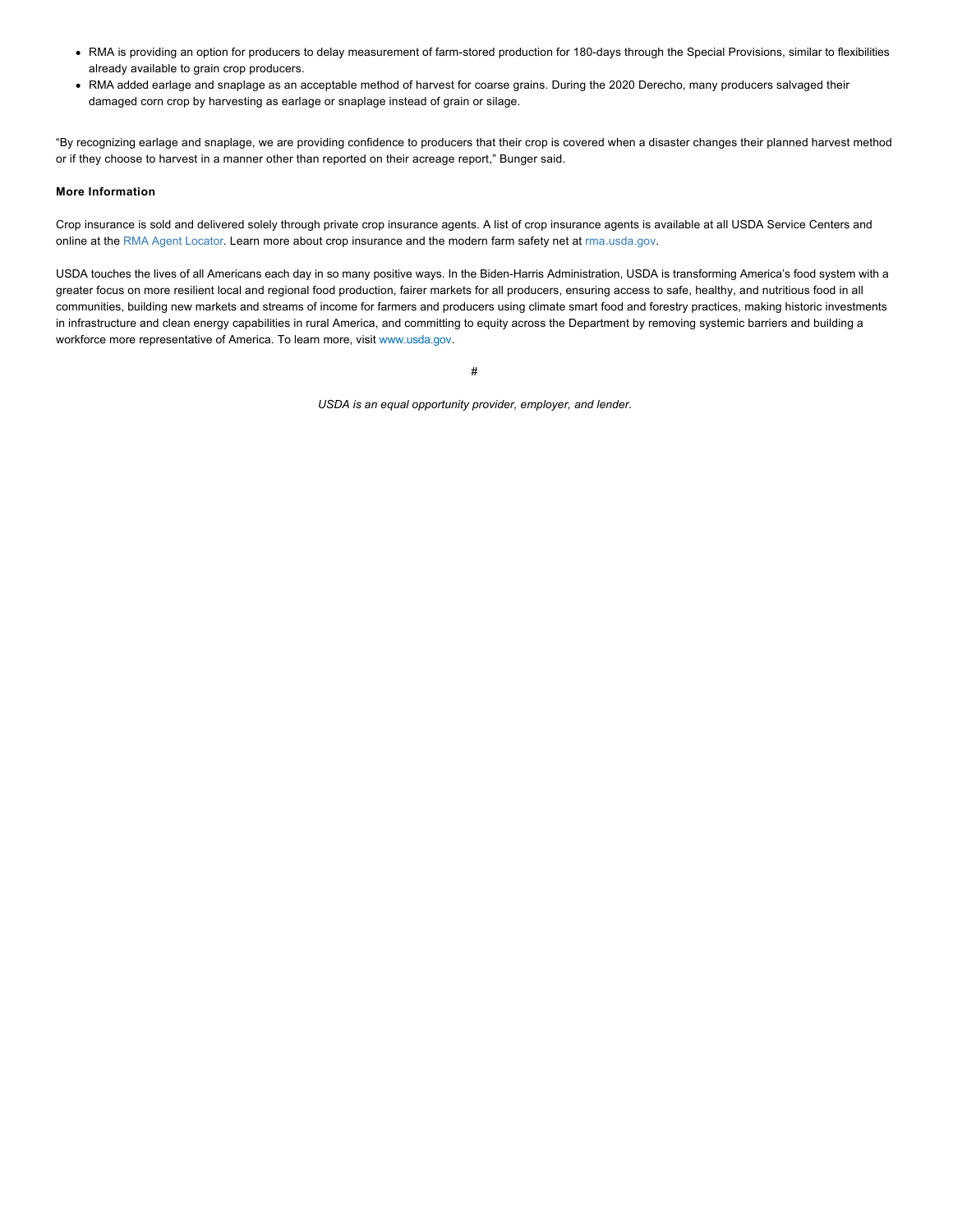- RMA is providing an option for producers to delay measurement of farm-stored production for 180-days through the Special Provisions, similar to flexibilities already available to grain crop producers.
- RMA added earlage and snaplage as an acceptable method of harvest for coarse grains. During the 2020 Derecho, many producers salvaged their damaged corn crop by harvesting as earlage or snaplage instead of grain or silage.

"By recognizing earlage and snaplage, we are providing confidence to producers that their crop is covered when a disaster changes their planned harvest method or if they choose to harvest in a manner other than reported on their acreage report," Bunger said.

**More Information**

Crop insurance is sold and delivered solely through private crop insurance agents. A list of crop insurance agents is available at all USDA Service Centers and online at the RMA Agent Locator. Learn more about crop insurance and the modern farm safety net at rma.usda.gov.

USDA touches the lives of all Americans each day in so many positive ways. In the Biden-Harris Administration, USDA is transforming America's food system with a greater focus on more resilient local and regional food production, fairer markets for all producers, ensuring access to safe, healthy, and nutritious food in all communities, building new markets and streams of income for farmers and producers using climate smart food and forestry practices, making historic investments in infrastructure and clean energy capabilities in rural America, and committing to equity across the Department by removing systemic barriers and building a workforce more representative of America. To learn more, visit www.usda.gov.

#

*USDA is an equal opportunity provider, employer, and lender.*